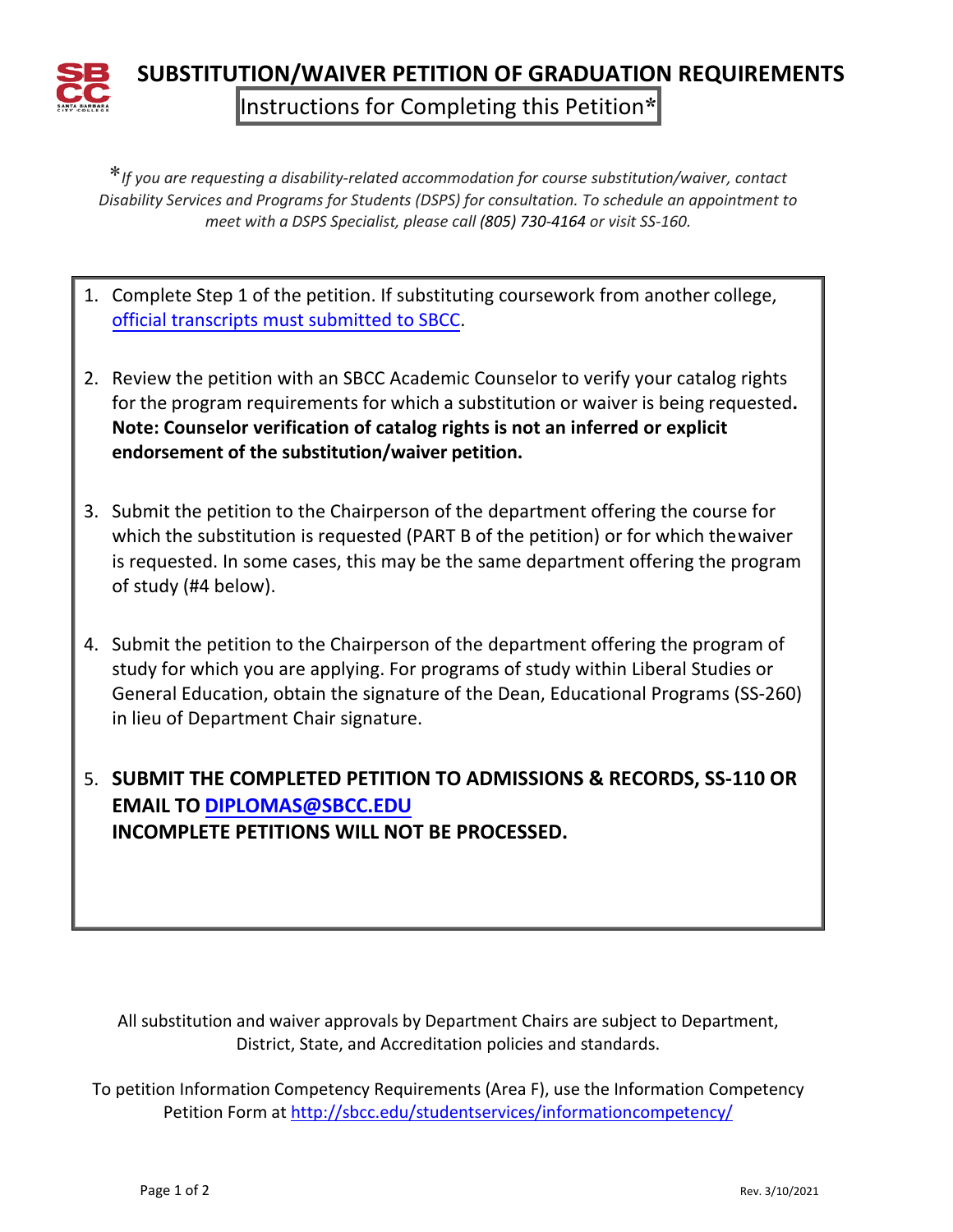# SUBSTITUTION/WAIVER PETITION OF GRADUATION REQUIREMENTS

## Instructions for Completing this Petition*

**\****If you are requesting a disability-related accommodation for course substitution/waiver, contact Disability Services and Programs for Students (DSPS) for consultation. To schedule an appointment to meet with a DSPS Specialist, please call (805) 730-4164 or visit SS-160.*

1. Complete Step 1 of the petition. If substituting coursework from another college, official transcripts must submitted to SBCC.

2. Review the petition with an SBCC Academic Counselor to verify your catalog rights for the program requirements for which a substitution or waiver is being requested. **Note: Counselor verification of catalog rights is not an inferred or explicit endorsement of the substitution/waiver petition.**

3. Submit the petition to the Chairperson of the department offering the course for which the substitution is requested (PART B of the petition) or for which the waiver is requested. In some cases, this may be the same department offering the program of study (#4 below).

4. Submit the petition to the Chairperson of the department offering the program of study for which you are applying. For programs of study within Liberal Studies or General Education, obtain the signature of the Dean, Educational Programs (SS-260) in lieu of Department Chair signature.

5. **SUBMIT THE COMPLETED PETITION TO ADMISSIONS & RECORDS, SS-110 OR EMAIL TO DIPLOMAS@SBCC.EDU**
   **INCOMPLETE PETITIONS WILL NOT BE PROCESSED.**

All substitution and waiver approvals by Department Chairs are subject to Department, District, State, and Accreditation policies and standards.

To petition Information Competency Requirements (Area F), use the Information Competency Petition Form at http://sbcc.edu/studentservices/informationcompetency/

Rev. 3/10/2021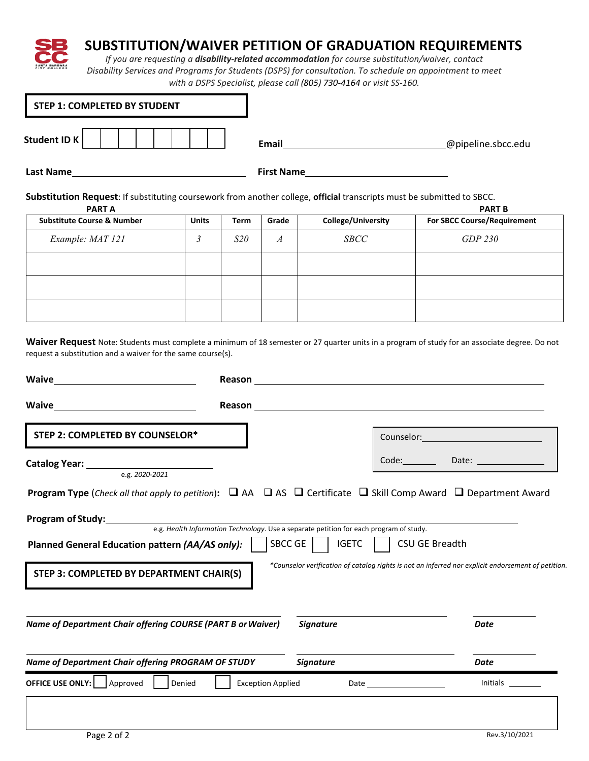# SUBSTITUTION/WAIVER PETITION OF GRADUATION REQUIREMENTS

*If you are requesting a **disability-related accommodation** for course substitution/waiver, contact Disability Services and Programs for Students (DSPS) for consultation. To schedule an appointment to meet with a DSPS Specialist, please call **(805) 730-4164** or visit SS-160.*

## STEP 1: COMPLETED BY STUDENT

**Student ID K** ☐☐☐☐☐☐☐☐

**Email** ______________________________@pipeline.sbcc.edu

**Last Name** ______________________________ **First Name** ______________________________

**Substitution Request**: If substituting coursework from another college, **official** transcripts must be submitted to SBCC.

| PART A | | | | | PART B |
|---|---|---|---|---|---|
| **Substitute Course & Number** | **Units** | **Term** | **Grade** | **College/University** | **For SBCC Course/Requirement** |
| *Example: MAT 121* | *3* | *S20* | *A* | *SBCC* | *GDP 230* |
| | | | | | |
| | | | | | |
| | | | | | |

**Waiver Request** Note: Students must complete a minimum of 18 semester or 27 quarter units in a program of study for an associate degree. Do not request a substitution and a waiver for the same course(s).

**Waive** ______________________________ **Reason** ______________________________

**Waive** ______________________________ **Reason** ______________________________

## STEP 2: COMPLETED BY COUNSELOR*

Counselor: ______________________________

Code: ________ Date: ______________

**Catalog Year:** ______________________________
e.g. *2020-2021*

**Program Type** (*Check all that apply to petition*)**:** ☐ AA ☐ AS ☐ Certificate ☐ Skill Comp Award ☐ Department Award

**Program of Study:** ______________________________
e.g. *Health Information Technology*. Use a separate petition for each program of study.

**Planned General Education pattern *(AA/AS only)*:** ☐ SBCC GE ☐ IGETC ☐ CSU GE Breadth

*\*Counselor verification of catalog rights is not an inferred nor explicit endorsement of petition.*

## STEP 3: COMPLETED BY DEPARTMENT CHAIR(S)

______________________________ ______________________________ ______________

***Name of Department Chair offering COURSE (PART B or Waiver)*** ***Signature*** ***Date***

______________________________ ______________________________ ______________

***Name of Department Chair offering PROGRAM OF STUDY*** ***Signature*** ***Date***

**OFFICE USE ONLY:** ☐ Approved ☐ Denied ☐ Exception Applied Date ______________ Initials ________

Rev.3/10/2021